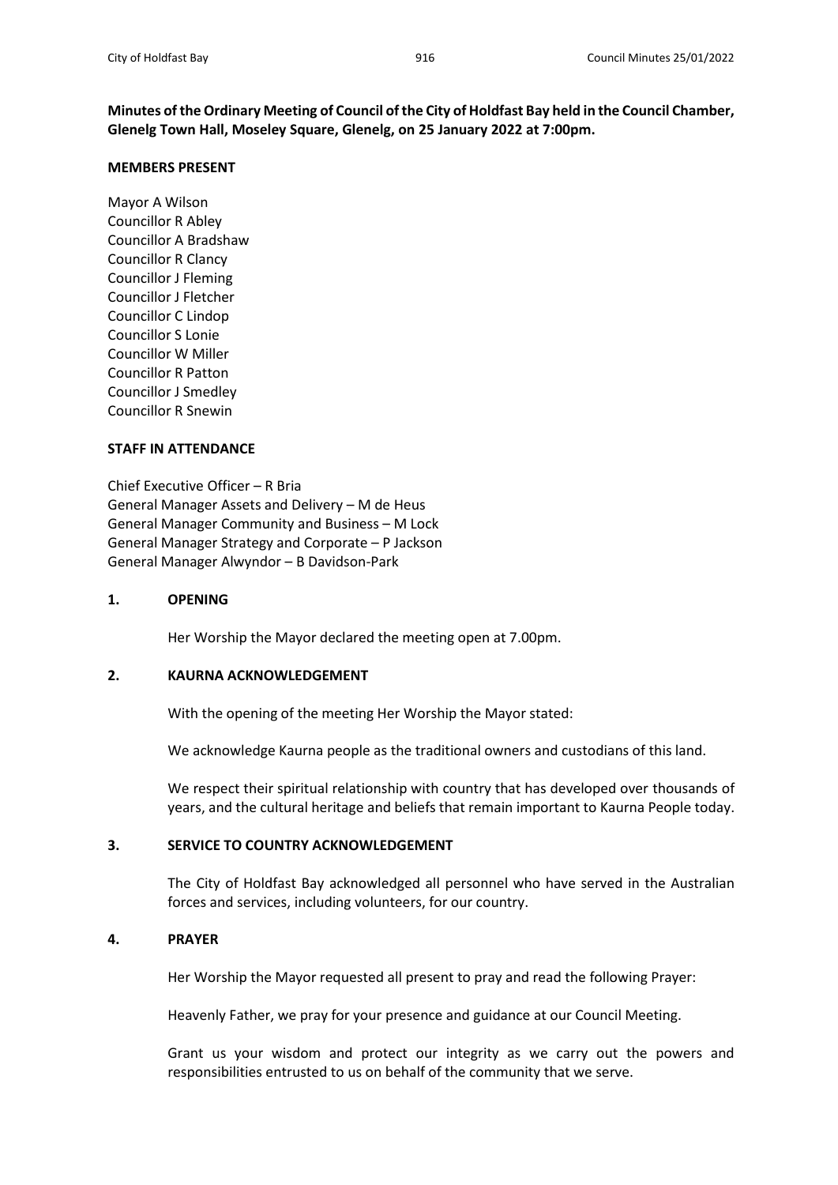**Minutes of the Ordinary Meeting of Council of the City of Holdfast Bay held in the Council Chamber, Glenelg Town Hall, Moseley Square, Glenelg, on 25 January 2022 at 7:00pm.**

**MEMBERS PRESENT**

Mayor A Wilson
Councillor R Abley
Councillor A Bradshaw
Councillor R Clancy
Councillor J Fleming
Councillor J Fletcher
Councillor C Lindop
Councillor S Lonie
Councillor W Miller
Councillor R Patton
Councillor J Smedley
Councillor R Snewin

**STAFF IN ATTENDANCE**

Chief Executive Officer – R Bria
General Manager Assets and Delivery – M de Heus
General Manager Community and Business – M Lock
General Manager Strategy and Corporate – P Jackson
General Manager Alwyndor – B Davidson-Park

**1. OPENING**

Her Worship the Mayor declared the meeting open at 7.00pm.

**2. KAURNA ACKNOWLEDGEMENT**

With the opening of the meeting Her Worship the Mayor stated:

We acknowledge Kaurna people as the traditional owners and custodians of this land.

We respect their spiritual relationship with country that has developed over thousands of years, and the cultural heritage and beliefs that remain important to Kaurna People today.

**3. SERVICE TO COUNTRY ACKNOWLEDGEMENT**

The City of Holdfast Bay acknowledged all personnel who have served in the Australian forces and services, including volunteers, for our country.

**4. PRAYER**

Her Worship the Mayor requested all present to pray and read the following Prayer:

Heavenly Father, we pray for your presence and guidance at our Council Meeting.

Grant us your wisdom and protect our integrity as we carry out the powers and responsibilities entrusted to us on behalf of the community that we serve.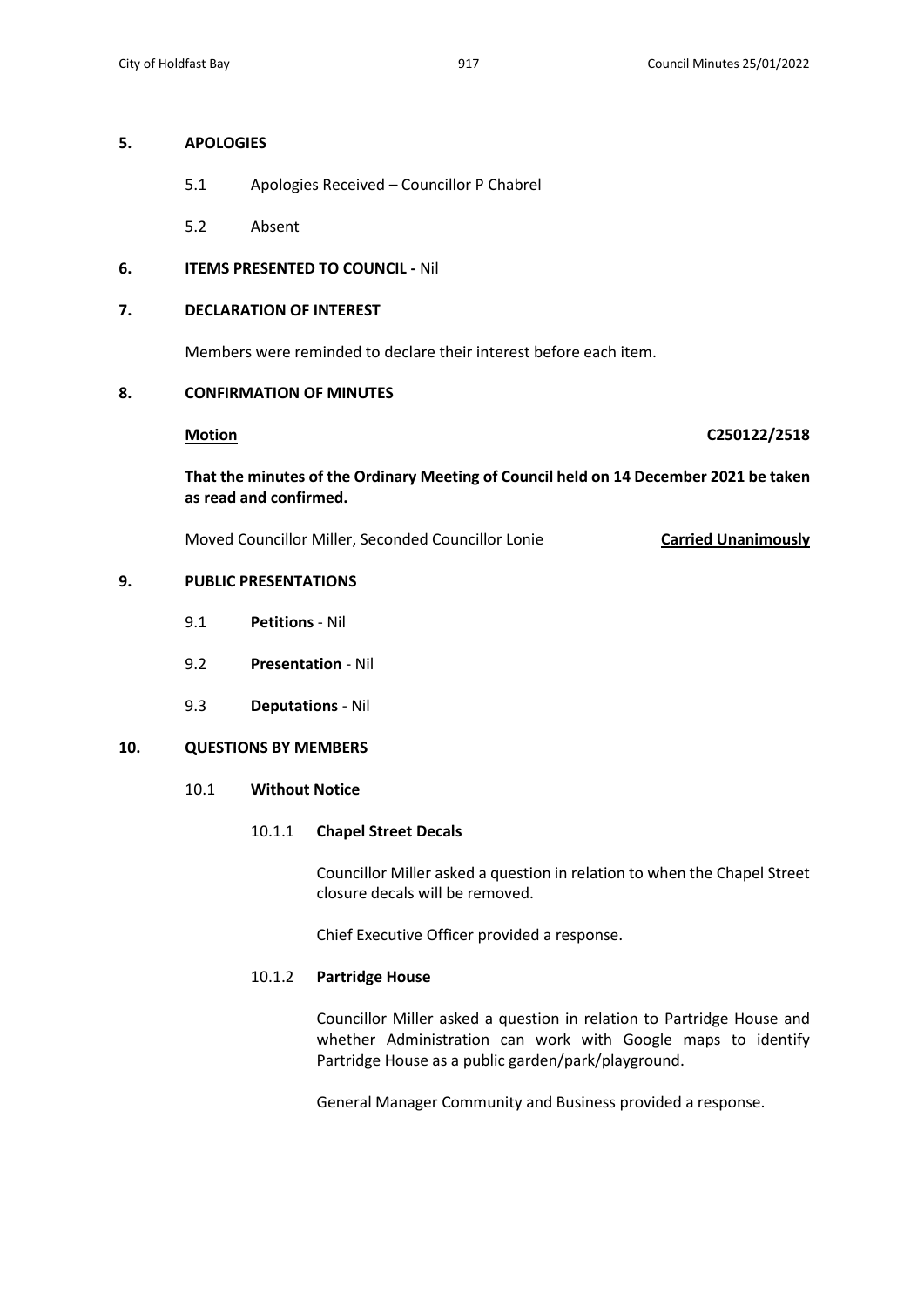## 5. APOLOGIES

5.1 Apologies Received – Councillor P Chabrel

5.2 Absent

## 6. ITEMS PRESENTED TO COUNCIL - Nil

## 7. DECLARATION OF INTEREST

Members were reminded to declare their interest before each item.

## 8. CONFIRMATION OF MINUTES

**Motion** **C250122/2518**

**That the minutes of the Ordinary Meeting of Council held on 14 December 2021 be taken as read and confirmed.**

Moved Councillor Miller, Seconded Councillor Lonie **Carried Unanimously**

## 9. PUBLIC PRESENTATIONS

9.1 **Petitions** - Nil

9.2 **Presentation** - Nil

9.3 **Deputations** - Nil

## 10. QUESTIONS BY MEMBERS

### 10.1 Without Notice

#### 10.1.1 Chapel Street Decals

Councillor Miller asked a question in relation to when the Chapel Street closure decals will be removed.

Chief Executive Officer provided a response.

#### 10.1.2 Partridge House

Councillor Miller asked a question in relation to Partridge House and whether Administration can work with Google maps to identify Partridge House as a public garden/park/playground.

General Manager Community and Business provided a response.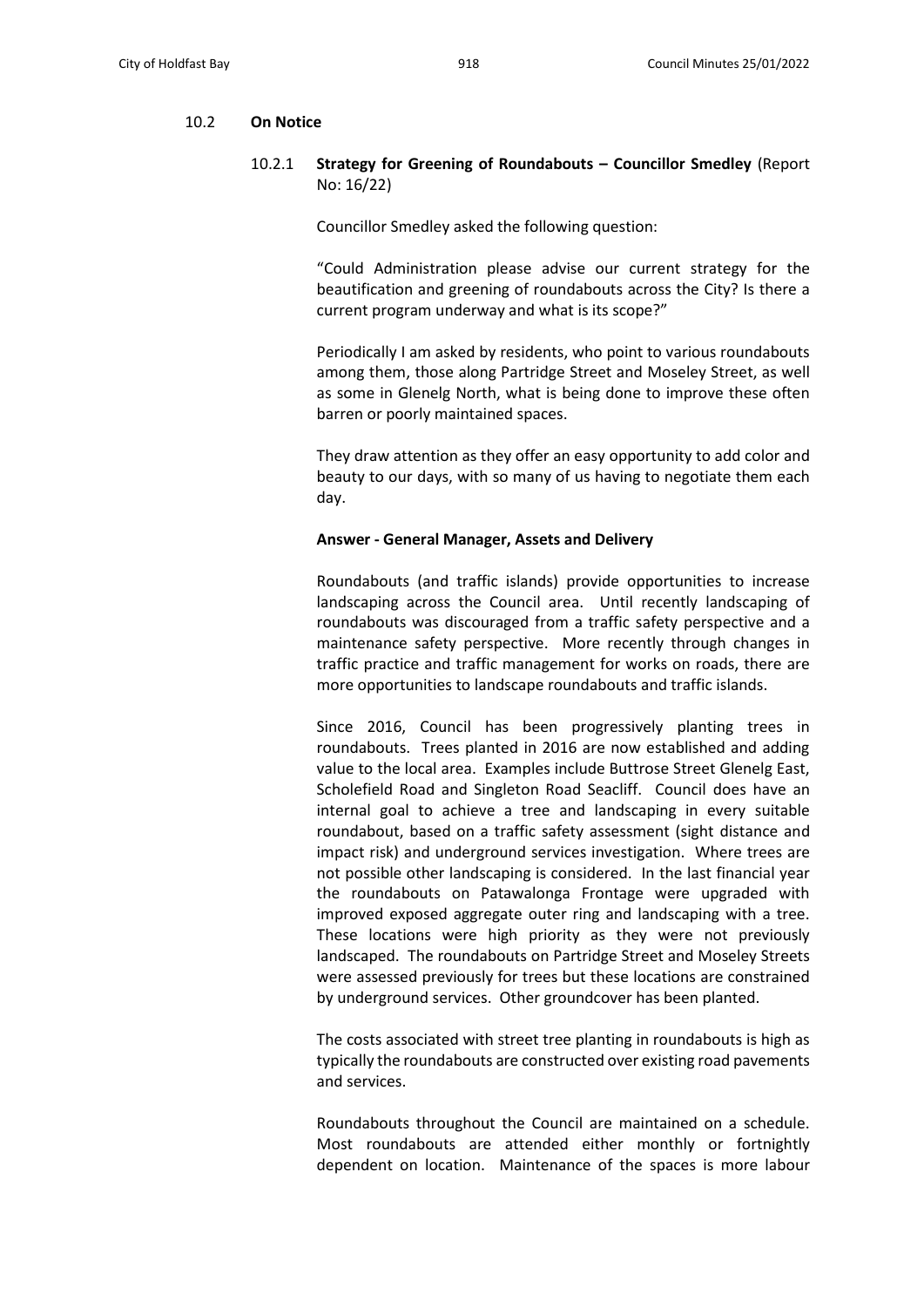### 10.2 **On Notice**

#### 10.2.1 **Strategy for Greening of Roundabouts – Councillor Smedley** (Report No: 16/22)

Councillor Smedley asked the following question:

"Could Administration please advise our current strategy for the beautification and greening of roundabouts across the City? Is there a current program underway and what is its scope?"

Periodically I am asked by residents, who point to various roundabouts among them, those along Partridge Street and Moseley Street, as well as some in Glenelg North, what is being done to improve these often barren or poorly maintained spaces.

They draw attention as they offer an easy opportunity to add color and beauty to our days, with so many of us having to negotiate them each day.

**Answer - General Manager, Assets and Delivery**

Roundabouts (and traffic islands) provide opportunities to increase landscaping across the Council area. Until recently landscaping of roundabouts was discouraged from a traffic safety perspective and a maintenance safety perspective. More recently through changes in traffic practice and traffic management for works on roads, there are more opportunities to landscape roundabouts and traffic islands.

Since 2016, Council has been progressively planting trees in roundabouts. Trees planted in 2016 are now established and adding value to the local area. Examples include Buttrose Street Glenelg East, Scholefield Road and Singleton Road Seacliff. Council does have an internal goal to achieve a tree and landscaping in every suitable roundabout, based on a traffic safety assessment (sight distance and impact risk) and underground services investigation. Where trees are not possible other landscaping is considered. In the last financial year the roundabouts on Patawalonga Frontage were upgraded with improved exposed aggregate outer ring and landscaping with a tree. These locations were high priority as they were not previously landscaped. The roundabouts on Partridge Street and Moseley Streets were assessed previously for trees but these locations are constrained by underground services. Other groundcover has been planted.

The costs associated with street tree planting in roundabouts is high as typically the roundabouts are constructed over existing road pavements and services.

Roundabouts throughout the Council are maintained on a schedule. Most roundabouts are attended either monthly or fortnightly dependent on location. Maintenance of the spaces is more labour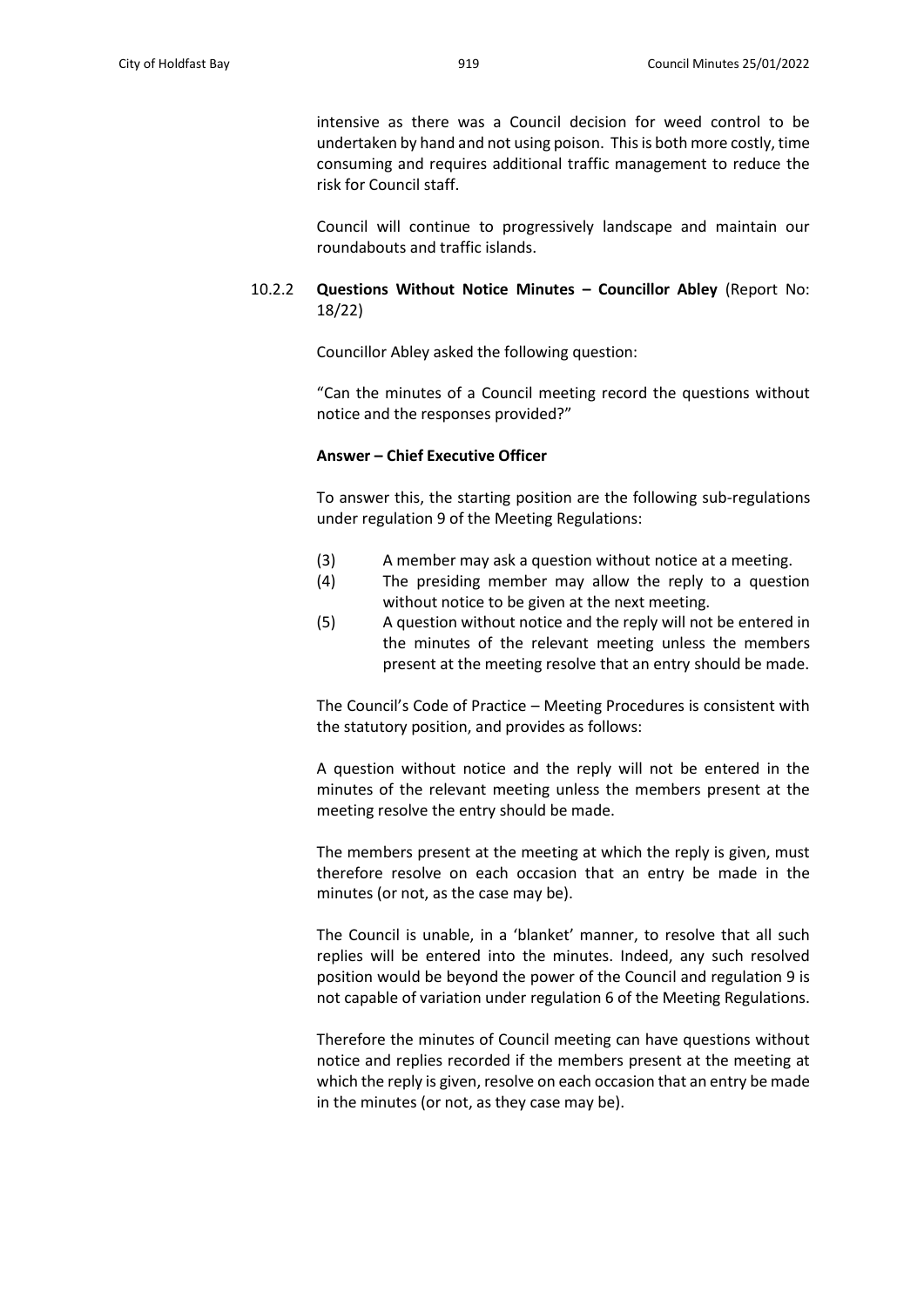intensive as there was a Council decision for weed control to be undertaken by hand and not using poison. This is both more costly, time consuming and requires additional traffic management to reduce the risk for Council staff.

Council will continue to progressively landscape and maintain our roundabouts and traffic islands.

10.2.2 **Questions Without Notice Minutes – Councillor Abley** (Report No: 18/22)

Councillor Abley asked the following question:

"Can the minutes of a Council meeting record the questions without notice and the responses provided?"

**Answer – Chief Executive Officer**

To answer this, the starting position are the following sub-regulations under regulation 9 of the Meeting Regulations:

(3) A member may ask a question without notice at a meeting.

(4) The presiding member may allow the reply to a question without notice to be given at the next meeting.

(5) A question without notice and the reply will not be entered in the minutes of the relevant meeting unless the members present at the meeting resolve that an entry should be made.

The Council's Code of Practice – Meeting Procedures is consistent with the statutory position, and provides as follows:

A question without notice and the reply will not be entered in the minutes of the relevant meeting unless the members present at the meeting resolve the entry should be made.

The members present at the meeting at which the reply is given, must therefore resolve on each occasion that an entry be made in the minutes (or not, as the case may be).

The Council is unable, in a 'blanket' manner, to resolve that all such replies will be entered into the minutes. Indeed, any such resolved position would be beyond the power of the Council and regulation 9 is not capable of variation under regulation 6 of the Meeting Regulations.

Therefore the minutes of Council meeting can have questions without notice and replies recorded if the members present at the meeting at which the reply is given, resolve on each occasion that an entry be made in the minutes (or not, as they case may be).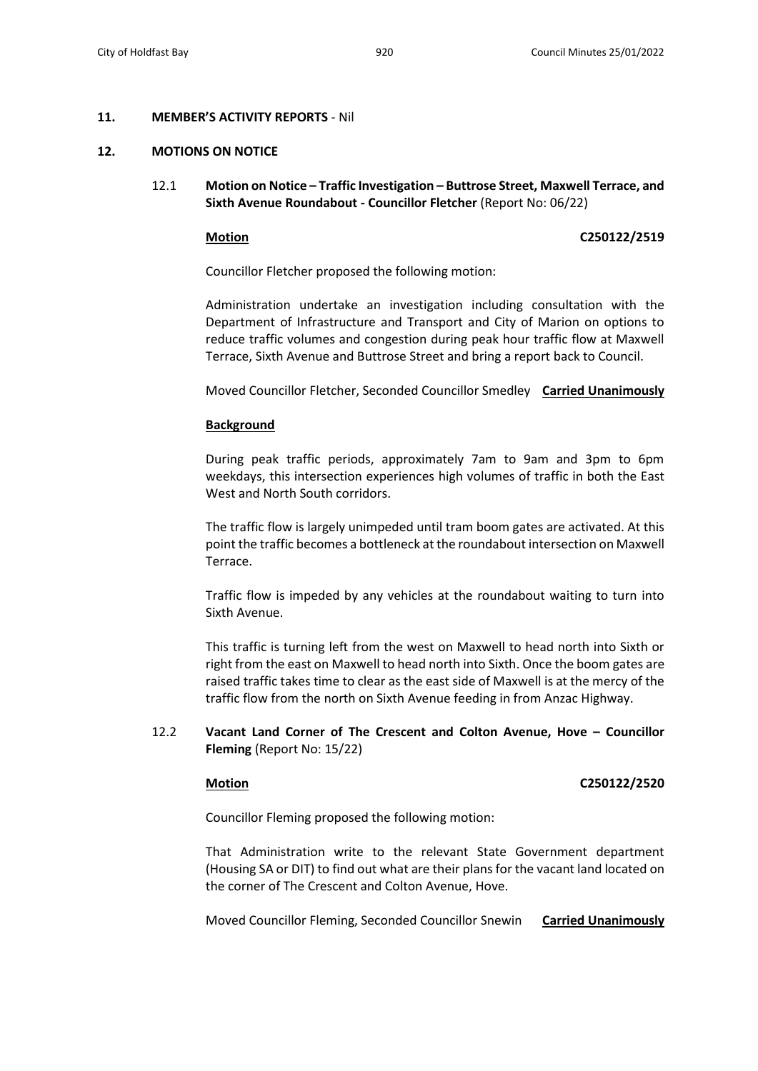## 11. MEMBER'S ACTIVITY REPORTS - Nil

## 12. MOTIONS ON NOTICE

### 12.1 Motion on Notice – Traffic Investigation – Buttrose Street, Maxwell Terrace, and Sixth Avenue Roundabout - Councillor Fletcher (Report No: 06/22)

**Motion** **C250122/2519**

Councillor Fletcher proposed the following motion:

Administration undertake an investigation including consultation with the Department of Infrastructure and Transport and City of Marion on options to reduce traffic volumes and congestion during peak hour traffic flow at Maxwell Terrace, Sixth Avenue and Buttrose Street and bring a report back to Council.

Moved Councillor Fletcher, Seconded Councillor Smedley **Carried Unanimously**

**Background**

During peak traffic periods, approximately 7am to 9am and 3pm to 6pm weekdays, this intersection experiences high volumes of traffic in both the East West and North South corridors.

The traffic flow is largely unimpeded until tram boom gates are activated. At this point the traffic becomes a bottleneck at the roundabout intersection on Maxwell Terrace.

Traffic flow is impeded by any vehicles at the roundabout waiting to turn into Sixth Avenue.

This traffic is turning left from the west on Maxwell to head north into Sixth or right from the east on Maxwell to head north into Sixth. Once the boom gates are raised traffic takes time to clear as the east side of Maxwell is at the mercy of the traffic flow from the north on Sixth Avenue feeding in from Anzac Highway.

### 12.2 Vacant Land Corner of The Crescent and Colton Avenue, Hove – Councillor Fleming (Report No: 15/22)

**Motion** **C250122/2520**

Councillor Fleming proposed the following motion:

That Administration write to the relevant State Government department (Housing SA or DIT) to find out what are their plans for the vacant land located on the corner of The Crescent and Colton Avenue, Hove.

Moved Councillor Fleming, Seconded Councillor Snewin **Carried Unanimously**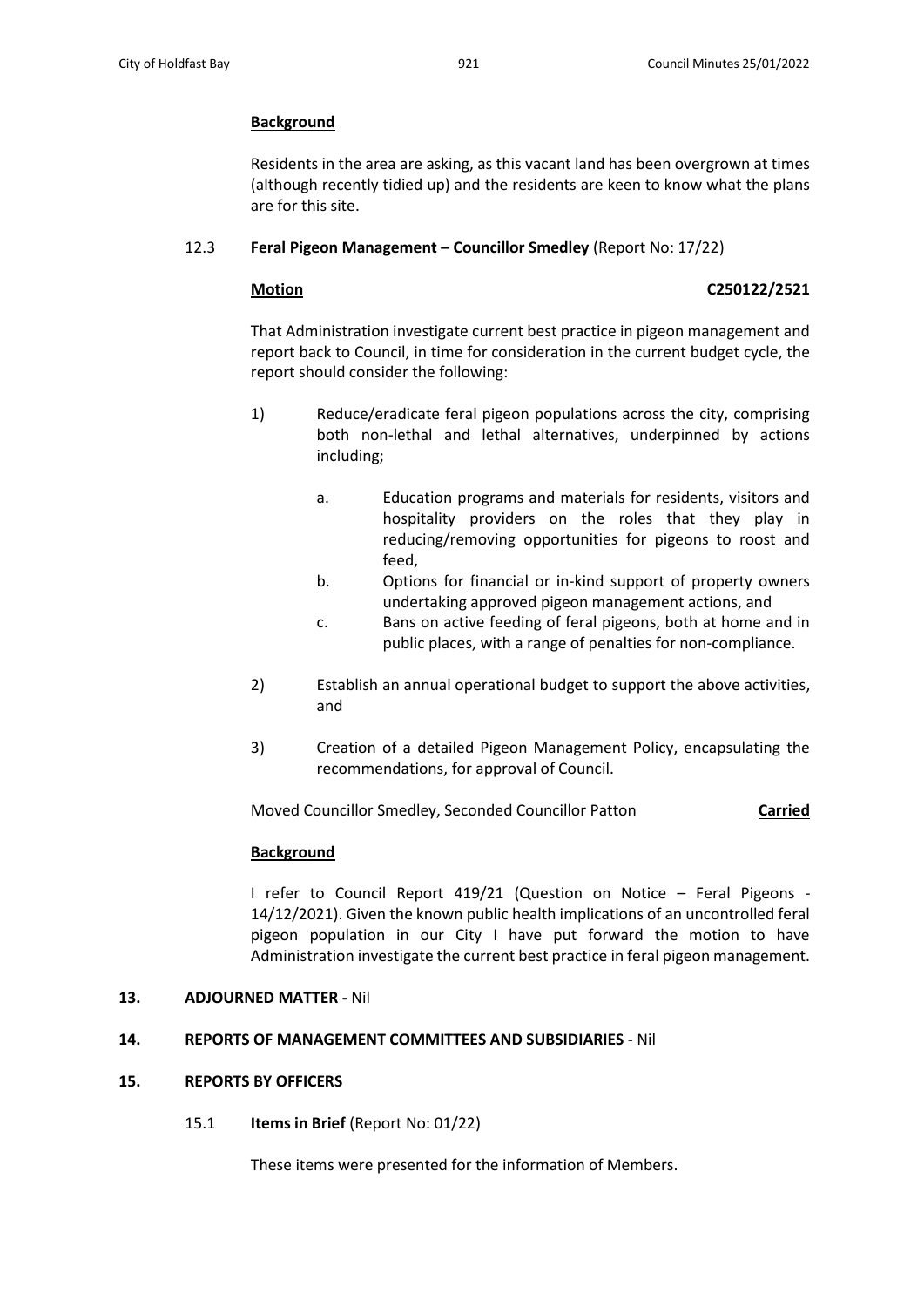**Background**

Residents in the area are asking, as this vacant land has been overgrown at times (although recently tidied up) and the residents are keen to know what the plans are for this site.

12.3 **Feral Pigeon Management – Councillor Smedley** (Report No: 17/22)

**Motion** **C250122/2521**

That Administration investigate current best practice in pigeon management and report back to Council, in time for consideration in the current budget cycle, the report should consider the following:

1) Reduce/eradicate feral pigeon populations across the city, comprising both non-lethal and lethal alternatives, underpinned by actions including;

   a. Education programs and materials for residents, visitors and hospitality providers on the roles that they play in reducing/removing opportunities for pigeons to roost and feed,
   b. Options for financial or in-kind support of property owners undertaking approved pigeon management actions, and
   c. Bans on active feeding of feral pigeons, both at home and in public places, with a range of penalties for non-compliance.

2) Establish an annual operational budget to support the above activities, and

3) Creation of a detailed Pigeon Management Policy, encapsulating the recommendations, for approval of Council.

Moved Councillor Smedley, Seconded Councillor Patton **Carried**

**Background**

I refer to Council Report 419/21 (Question on Notice – Feral Pigeons - 14/12/2021). Given the known public health implications of an uncontrolled feral pigeon population in our City I have put forward the motion to have Administration investigate the current best practice in feral pigeon management.

**13. ADJOURNED MATTER -** Nil

**14. REPORTS OF MANAGEMENT COMMITTEES AND SUBSIDIARIES** - Nil

**15. REPORTS BY OFFICERS**

15.1 **Items in Brief** (Report No: 01/22)

These items were presented for the information of Members.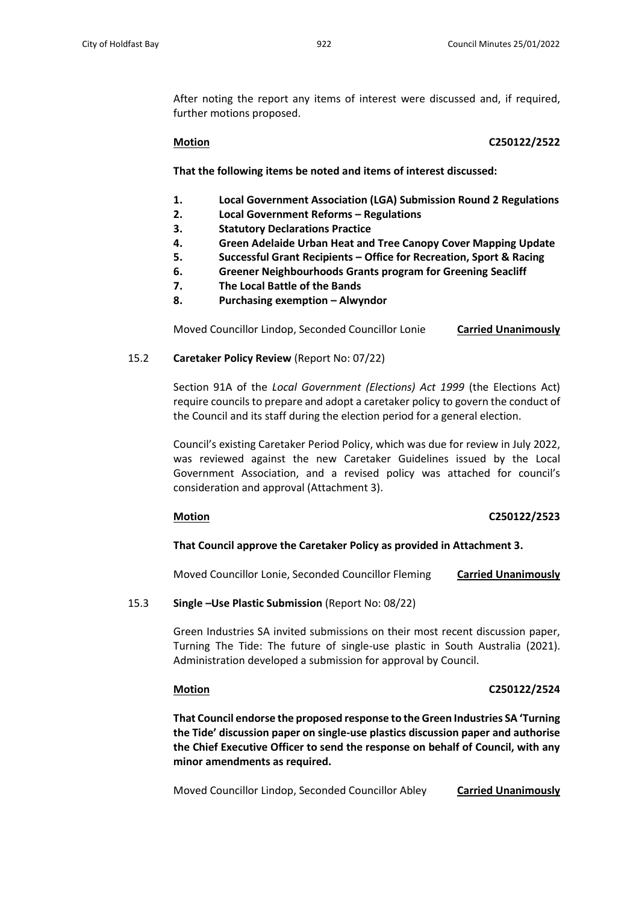After noting the report any items of interest were discussed and, if required, further motions proposed.

**Motion** **C250122/2522**

**That the following items be noted and items of interest discussed:**

1. **Local Government Association (LGA) Submission Round 2 Regulations**
2. **Local Government Reforms – Regulations**
3. **Statutory Declarations Practice**
4. **Green Adelaide Urban Heat and Tree Canopy Cover Mapping Update**
5. **Successful Grant Recipients – Office for Recreation, Sport & Racing**
6. **Greener Neighbourhoods Grants program for Greening Seacliff**
7. **The Local Battle of the Bands**
8. **Purchasing exemption – Alwyndor**

Moved Councillor Lindop, Seconded Councillor Lonie **Carried Unanimously**

15.2 **Caretaker Policy Review** (Report No: 07/22)

Section 91A of the *Local Government (Elections) Act 1999* (the Elections Act) require councils to prepare and adopt a caretaker policy to govern the conduct of the Council and its staff during the election period for a general election.

Council's existing Caretaker Period Policy, which was due for review in July 2022, was reviewed against the new Caretaker Guidelines issued by the Local Government Association, and a revised policy was attached for council's consideration and approval (Attachment 3).

**Motion** **C250122/2523**

**That Council approve the Caretaker Policy as provided in Attachment 3.**

Moved Councillor Lonie, Seconded Councillor Fleming **Carried Unanimously**

15.3 **Single –Use Plastic Submission** (Report No: 08/22)

Green Industries SA invited submissions on their most recent discussion paper, Turning The Tide: The future of single-use plastic in South Australia (2021). Administration developed a submission for approval by Council.

**Motion** **C250122/2524**

**That Council endorse the proposed response to the Green Industries SA 'Turning the Tide' discussion paper on single-use plastics discussion paper and authorise the Chief Executive Officer to send the response on behalf of Council, with any minor amendments as required.**

Moved Councillor Lindop, Seconded Councillor Abley **Carried Unanimously**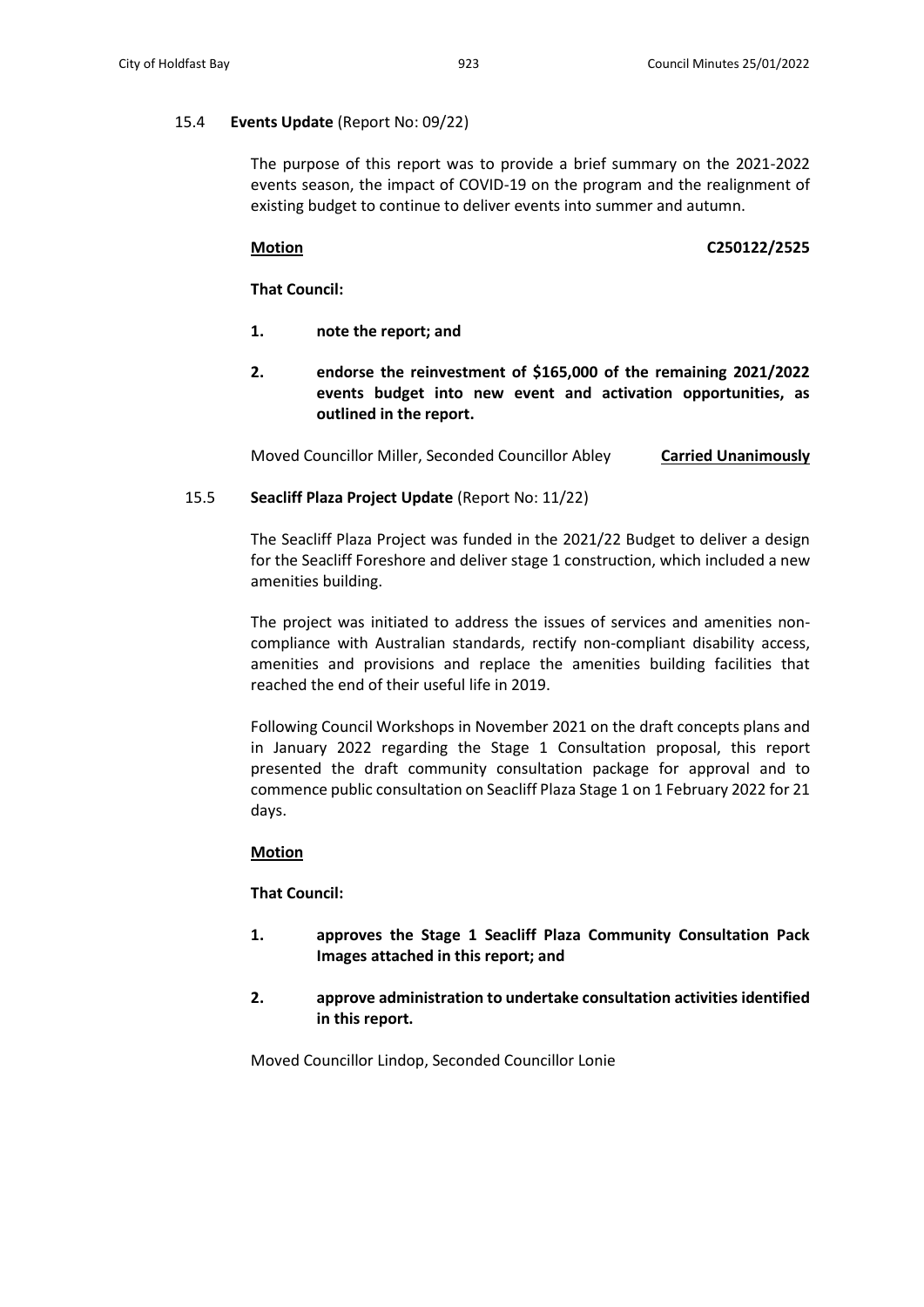### 15.4 **Events Update** (Report No: 09/22)

The purpose of this report was to provide a brief summary on the 2021-2022 events season, the impact of COVID-19 on the program and the realignment of existing budget to continue to deliver events into summer and autumn.

**Motion** **C250122/2525**

**That Council:**

1. **note the report; and**
2. **endorse the reinvestment of $165,000 of the remaining 2021/2022 events budget into new event and activation opportunities, as outlined in the report.**

Moved Councillor Miller, Seconded Councillor Abley **Carried Unanimously**

### 15.5 **Seacliff Plaza Project Update** (Report No: 11/22)

The Seacliff Plaza Project was funded in the 2021/22 Budget to deliver a design for the Seacliff Foreshore and deliver stage 1 construction, which included a new amenities building.

The project was initiated to address the issues of services and amenities non-compliance with Australian standards, rectify non-compliant disability access, amenities and provisions and replace the amenities building facilities that reached the end of their useful life in 2019.

Following Council Workshops in November 2021 on the draft concepts plans and in January 2022 regarding the Stage 1 Consultation proposal, this report presented the draft community consultation package for approval and to commence public consultation on Seacliff Plaza Stage 1 on 1 February 2022 for 21 days.

**Motion**

**That Council:**

1. **approves the Stage 1 Seacliff Plaza Community Consultation Pack Images attached in this report; and**
2. **approve administration to undertake consultation activities identified in this report.**

Moved Councillor Lindop, Seconded Councillor Lonie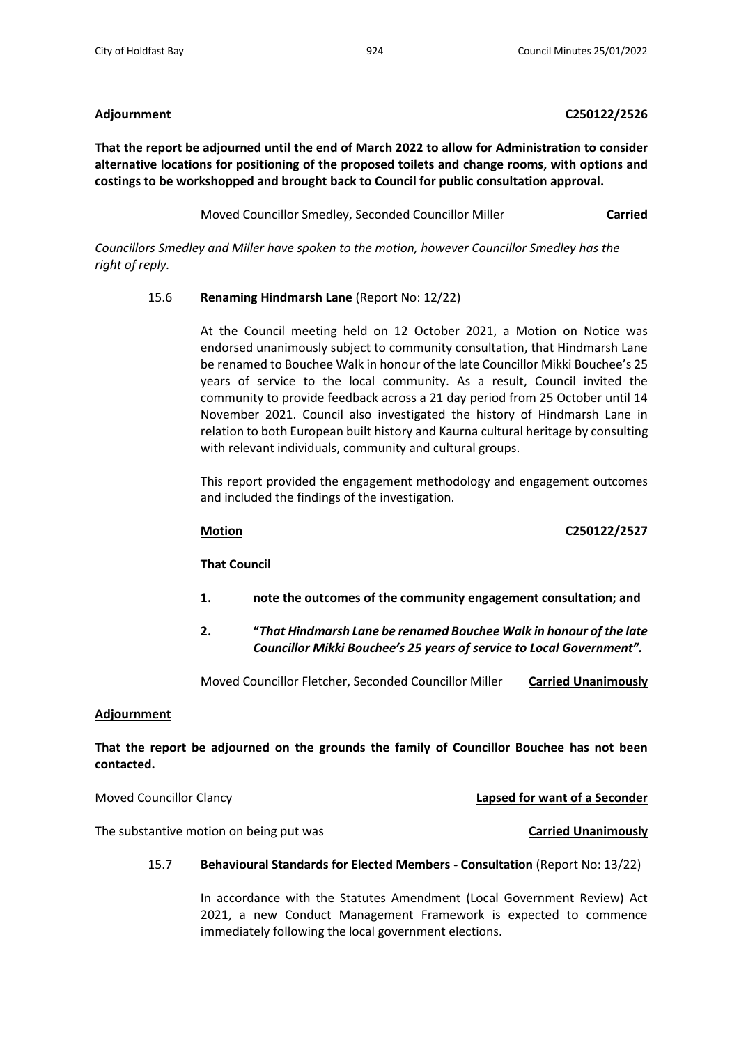**Adjournment** **C250122/2526**

**That the report be adjourned until the end of March 2022 to allow for Administration to consider alternative locations for positioning of the proposed toilets and change rooms, with options and costings to be workshopped and brought back to Council for public consultation approval.**

Moved Councillor Smedley, Seconded Councillor Miller **Carried**

*Councillors Smedley and Miller have spoken to the motion, however Councillor Smedley has the right of reply.*

15.6 **Renaming Hindmarsh Lane** (Report No: 12/22)

At the Council meeting held on 12 October 2021, a Motion on Notice was endorsed unanimously subject to community consultation, that Hindmarsh Lane be renamed to Bouchee Walk in honour of the late Councillor Mikki Bouchee's 25 years of service to the local community. As a result, Council invited the community to provide feedback across a 21 day period from 25 October until 14 November 2021. Council also investigated the history of Hindmarsh Lane in relation to both European built history and Kaurna cultural heritage by consulting with relevant individuals, community and cultural groups.

This report provided the engagement methodology and engagement outcomes and included the findings of the investigation.

**Motion** **C250122/2527**

**That Council**

1. **note the outcomes of the community engagement consultation; and**
2. **"*That Hindmarsh Lane be renamed Bouchee Walk in honour of the late Councillor Mikki Bouchee's 25 years of service to Local Government".***

Moved Councillor Fletcher, Seconded Councillor Miller **Carried Unanimously**

**Adjournment**

**That the report be adjourned on the grounds the family of Councillor Bouchee has not been contacted.**

Moved Councillor Clancy **Lapsed for want of a Seconder**

The substantive motion on being put was **Carried Unanimously**

15.7 **Behavioural Standards for Elected Members - Consultation** (Report No: 13/22)

In accordance with the Statutes Amendment (Local Government Review) Act 2021, a new Conduct Management Framework is expected to commence immediately following the local government elections.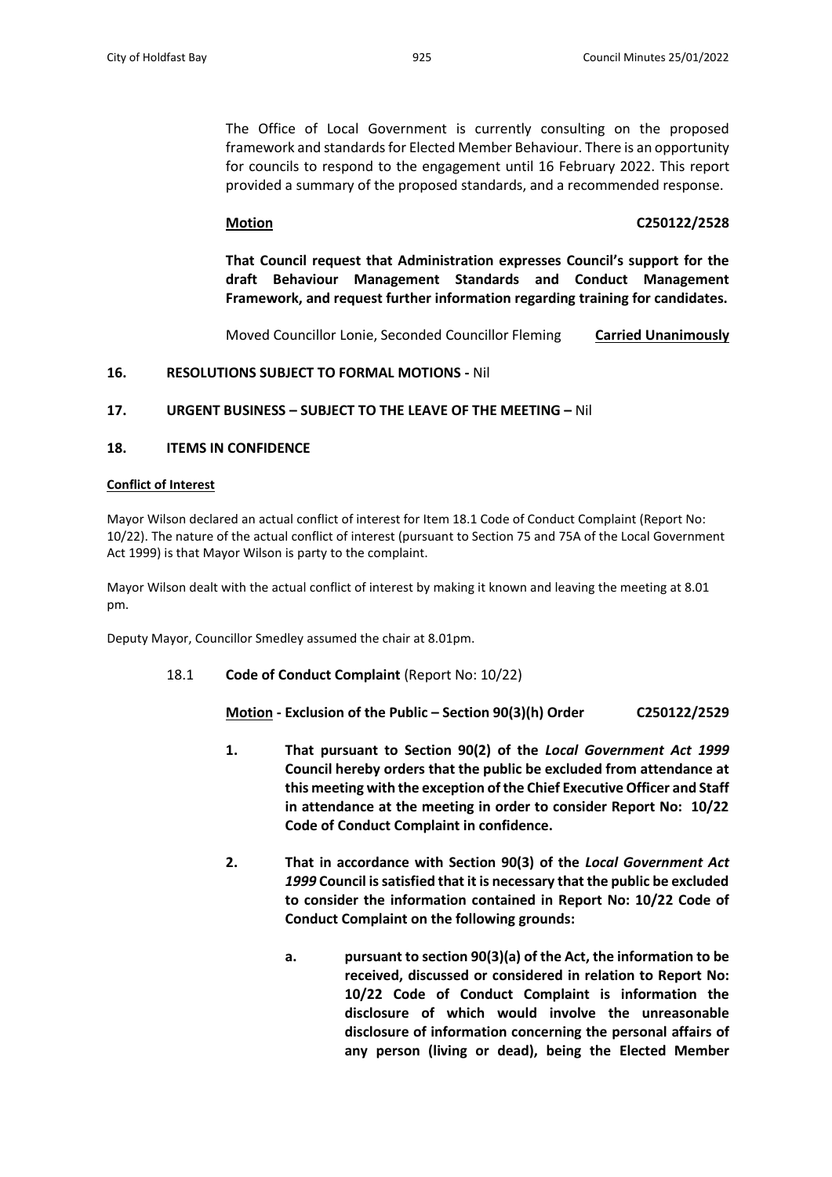The Office of Local Government is currently consulting on the proposed framework and standards for Elected Member Behaviour. There is an opportunity for councils to respond to the engagement until 16 February 2022. This report provided a summary of the proposed standards, and a recommended response.

**Motion** **C250122/2528**

**That Council request that Administration expresses Council's support for the draft Behaviour Management Standards and Conduct Management Framework, and request further information regarding training for candidates.**

Moved Councillor Lonie, Seconded Councillor Fleming **Carried Unanimously**

## 16. RESOLUTIONS SUBJECT TO FORMAL MOTIONS - Nil

## 17. URGENT BUSINESS – SUBJECT TO THE LEAVE OF THE MEETING – Nil

## 18. ITEMS IN CONFIDENCE

**Conflict of Interest**

Mayor Wilson declared an actual conflict of interest for Item 18.1 Code of Conduct Complaint (Report No: 10/22). The nature of the actual conflict of interest (pursuant to Section 75 and 75A of the Local Government Act 1999) is that Mayor Wilson is party to the complaint.

Mayor Wilson dealt with the actual conflict of interest by making it known and leaving the meeting at 8.01 pm.

Deputy Mayor, Councillor Smedley assumed the chair at 8.01pm.

18.1 **Code of Conduct Complaint** (Report No: 10/22)

**Motion - Exclusion of the Public – Section 90(3)(h) Order** **C250122/2529**

1. **That pursuant to Section 90(2) of the *Local Government Act 1999* Council hereby orders that the public be excluded from attendance at this meeting with the exception of the Chief Executive Officer and Staff in attendance at the meeting in order to consider Report No: 10/22 Code of Conduct Complaint in confidence.**

2. **That in accordance with Section 90(3) of the *Local Government Act 1999* Council is satisfied that it is necessary that the public be excluded to consider the information contained in Report No: 10/22 Code of Conduct Complaint on the following grounds:**

   a. **pursuant to section 90(3)(a) of the Act, the information to be received, discussed or considered in relation to Report No: 10/22 Code of Conduct Complaint is information the disclosure of which would involve the unreasonable disclosure of information concerning the personal affairs of any person (living or dead), being the Elected Member**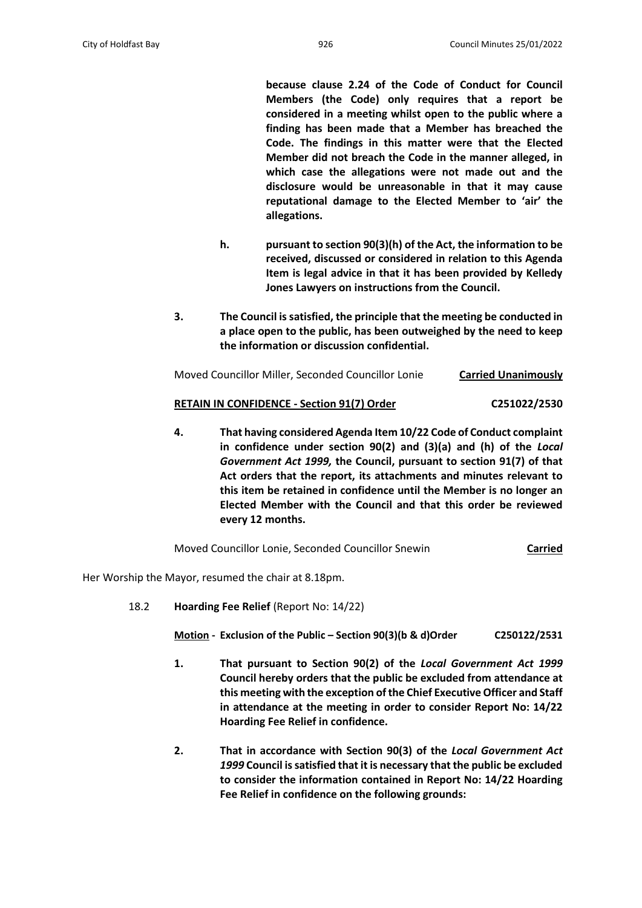**because clause 2.24 of the Code of Conduct for Council Members (the Code) only requires that a report be considered in a meeting whilst open to the public where a finding has been made that a Member has breached the Code. The findings in this matter were that the Elected Member did not breach the Code in the manner alleged, in which case the allegations were not made out and the disclosure would be unreasonable in that it may cause reputational damage to the Elected Member to 'air' the allegations.**

**h. pursuant to section 90(3)(h) of the Act, the information to be received, discussed or considered in relation to this Agenda Item is legal advice in that it has been provided by Kelledy Jones Lawyers on instructions from the Council.**

**3. The Council is satisfied, the principle that the meeting be conducted in a place open to the public, has been outweighed by the need to keep the information or discussion confidential.**

Moved Councillor Miller, Seconded Councillor Lonie **Carried Unanimously**

**RETAIN IN CONFIDENCE - Section 91(7) Order** **C251022/2530**

**4. That having considered Agenda Item 10/22 Code of Conduct complaint in confidence under section 90(2) and (3)(a) and (h) of the *Local Government Act 1999,* the Council, pursuant to section 91(7) of that Act orders that the report, its attachments and minutes relevant to this item be retained in confidence until the Member is no longer an Elected Member with the Council and that this order be reviewed every 12 months.**

Moved Councillor Lonie, Seconded Councillor Snewin **Carried**

Her Worship the Mayor, resumed the chair at 8.18pm.

18.2 **Hoarding Fee Relief** (Report No: 14/22)

**Motion - Exclusion of the Public – Section 90(3)(b & d)Order** **C250122/2531**

**1. That pursuant to Section 90(2) of the *Local Government Act 1999* Council hereby orders that the public be excluded from attendance at this meeting with the exception of the Chief Executive Officer and Staff in attendance at the meeting in order to consider Report No: 14/22 Hoarding Fee Relief in confidence.**

**2. That in accordance with Section 90(3) of the *Local Government Act 1999* Council is satisfied that it is necessary that the public be excluded to consider the information contained in Report No: 14/22 Hoarding Fee Relief in confidence on the following grounds:**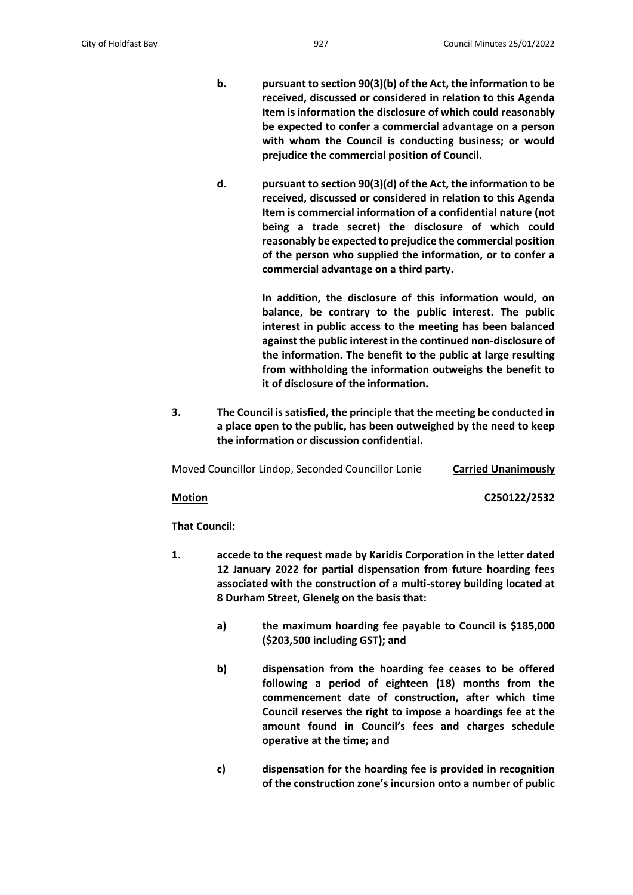**b. pursuant to section 90(3)(b) of the Act, the information to be received, discussed or considered in relation to this Agenda Item is information the disclosure of which could reasonably be expected to confer a commercial advantage on a person with whom the Council is conducting business; or would prejudice the commercial position of Council.**

**d. pursuant to section 90(3)(d) of the Act, the information to be received, discussed or considered in relation to this Agenda Item is commercial information of a confidential nature (not being a trade secret) the disclosure of which could reasonably be expected to prejudice the commercial position of the person who supplied the information, or to confer a commercial advantage on a third party.**

**In addition, the disclosure of this information would, on balance, be contrary to the public interest. The public interest in public access to the meeting has been balanced against the public interest in the continued non-disclosure of the information. The benefit to the public at large resulting from withholding the information outweighs the benefit to it of disclosure of the information.**

**3. The Council is satisfied, the principle that the meeting be conducted in a place open to the public, has been outweighed by the need to keep the information or discussion confidential.**

Moved Councillor Lindop, Seconded Councillor Lonie **<u>Carried Unanimously</u>**

**<u>Motion</u>** **C250122/2532**

**That Council:**

**1. accede to the request made by Karidis Corporation in the letter dated 12 January 2022 for partial dispensation from future hoarding fees associated with the construction of a multi-storey building located at 8 Durham Street, Glenelg on the basis that:**

   **a) the maximum hoarding fee payable to Council is $185,000 ($203,500 including GST); and**

   **b) dispensation from the hoarding fee ceases to be offered following a period of eighteen (18) months from the commencement date of construction, after which time Council reserves the right to impose a hoardings fee at the amount found in Council's fees and charges schedule operative at the time; and**

   **c) dispensation for the hoarding fee is provided in recognition of the construction zone's incursion onto a number of public**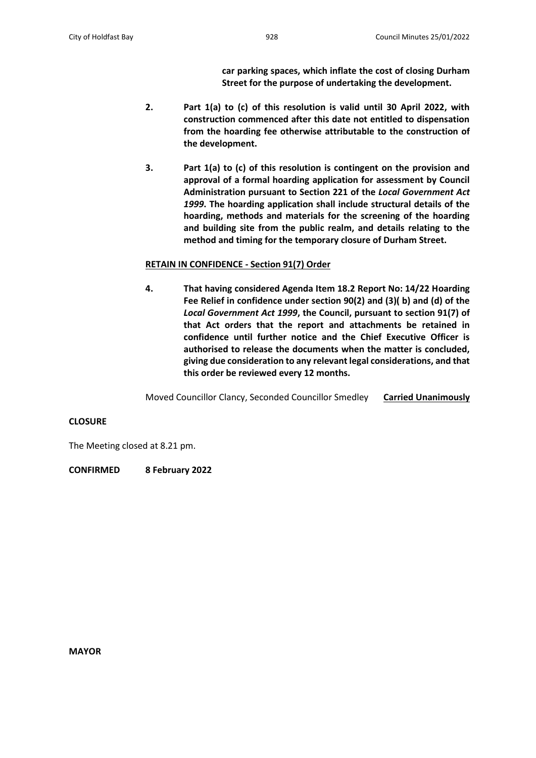**car parking spaces, which inflate the cost of closing Durham Street for the purpose of undertaking the development.**

**2. Part 1(a) to (c) of this resolution is valid until 30 April 2022, with construction commenced after this date not entitled to dispensation from the hoarding fee otherwise attributable to the construction of the development.**

**3. Part 1(a) to (c) of this resolution is contingent on the provision and approval of a formal hoarding application for assessment by Council Administration pursuant to Section 221 of the *Local Government Act 1999*. The hoarding application shall include structural details of the hoarding, methods and materials for the screening of the hoarding and building site from the public realm, and details relating to the method and timing for the temporary closure of Durham Street.**

**RETAIN IN CONFIDENCE - Section 91(7) Order**

**4. That having considered Agenda Item 18.2 Report No: 14/22 Hoarding Fee Relief in confidence under section 90(2) and (3)( b) and (d) of the *Local Government Act 1999*, the Council, pursuant to section 91(7) of that Act orders that the report and attachments be retained in confidence until further notice and the Chief Executive Officer is authorised to release the documents when the matter is concluded, giving due consideration to any relevant legal considerations, and that this order be reviewed every 12 months.**

Moved Councillor Clancy, Seconded Councillor Smedley **Carried Unanimously**

**CLOSURE**

The Meeting closed at 8.21 pm.

**CONFIRMED 8 February 2022**

**MAYOR**